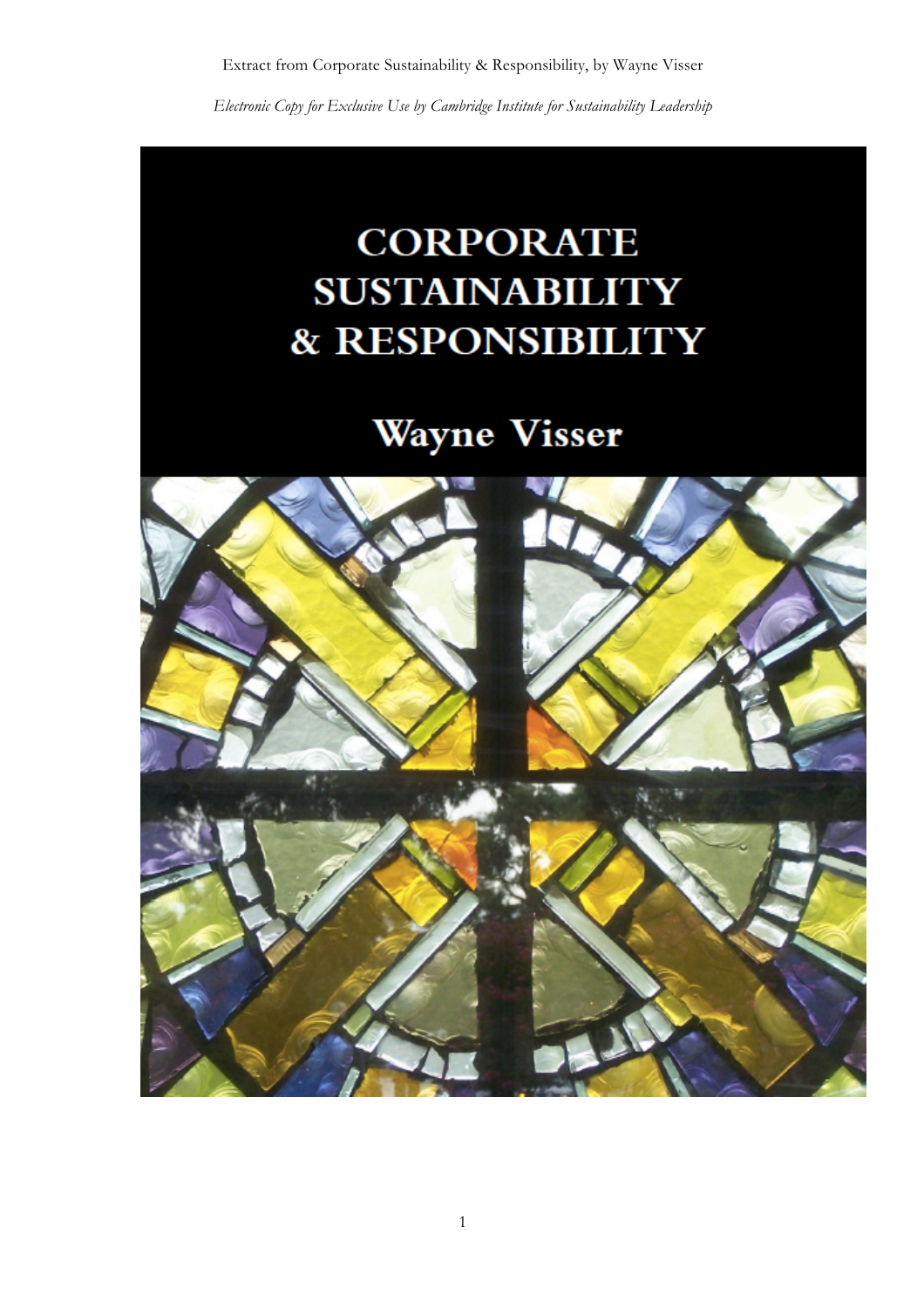Extract from Corporate Sustainability & Responsibility, by Wayne Visser

*Electronic Copy for Exclusive Use by Cambridge Institute for Sustainability Leadership*

# CORPORATE SUSTAINABILITY & RESPONSIBILITY

## Wayne Visser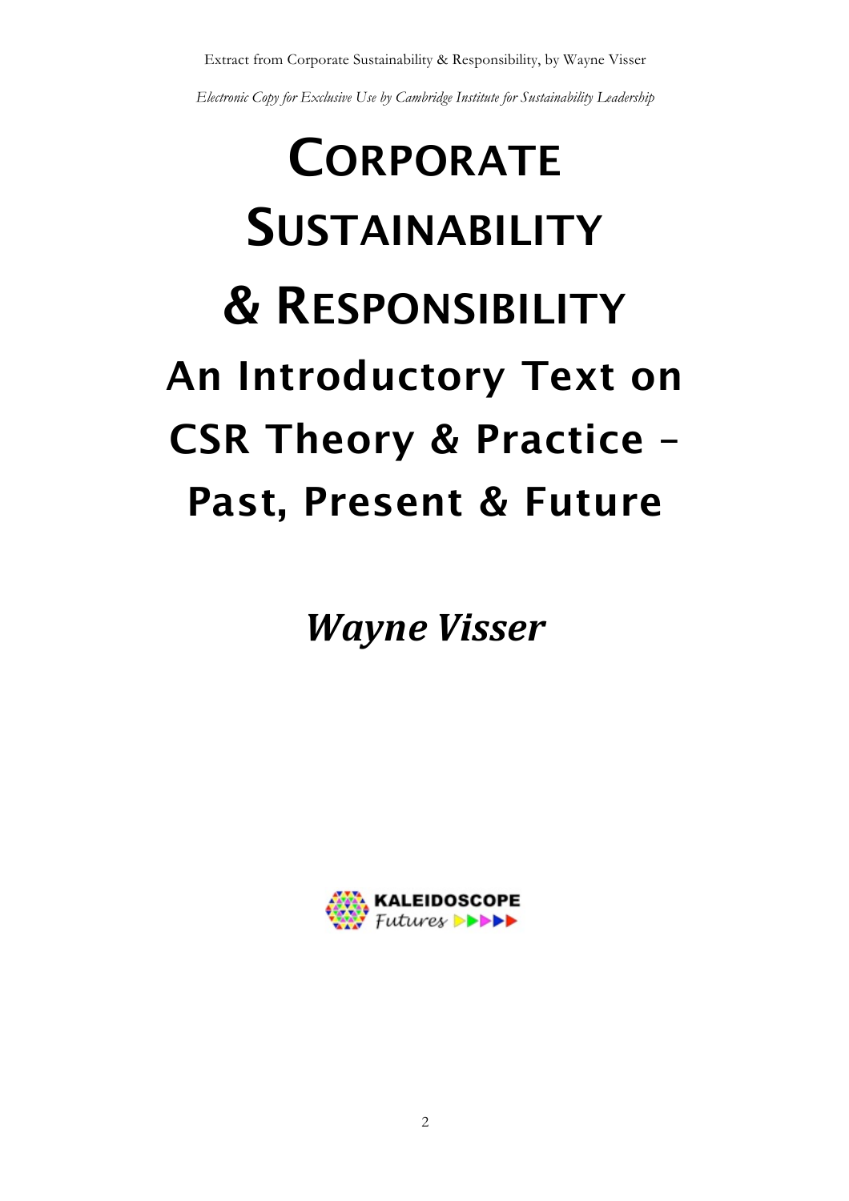# CORPORATE SUSTAINABILITY & RESPONSIBILITY

## An Introductory Text on CSR Theory & Practice – Past, Present & Future

***Wayne Visser***

KALEIDOSCOPE *Futures*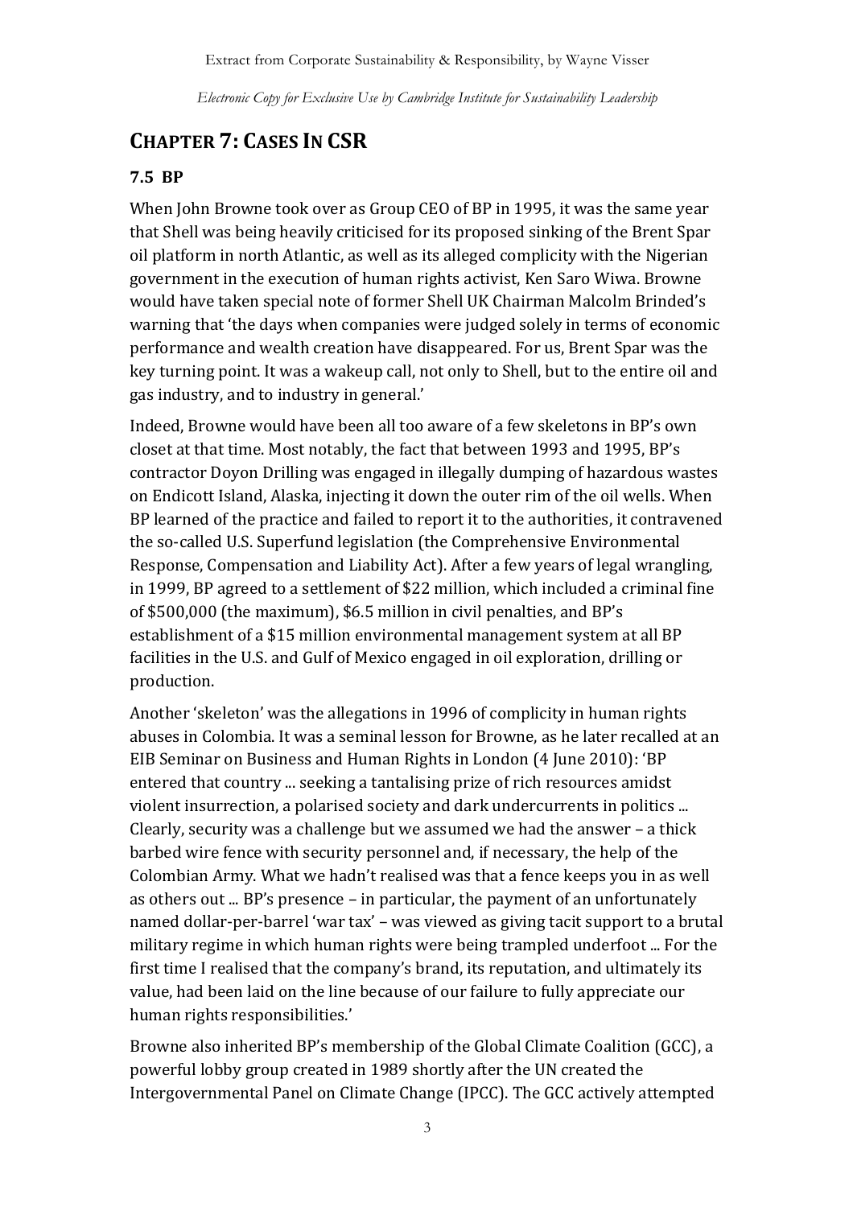## CHAPTER 7: CASES IN CSR

### 7.5 BP

When John Browne took over as Group CEO of BP in 1995, it was the same year that Shell was being heavily criticised for its proposed sinking of the Brent Spar oil platform in north Atlantic, as well as its alleged complicity with the Nigerian government in the execution of human rights activist, Ken Saro Wiwa. Browne would have taken special note of former Shell UK Chairman Malcolm Brinded's warning that 'the days when companies were judged solely in terms of economic performance and wealth creation have disappeared. For us, Brent Spar was the key turning point. It was a wakeup call, not only to Shell, but to the entire oil and gas industry, and to industry in general.'

Indeed, Browne would have been all too aware of a few skeletons in BP's own closet at that time. Most notably, the fact that between 1993 and 1995, BP's contractor Doyon Drilling was engaged in illegally dumping of hazardous wastes on Endicott Island, Alaska, injecting it down the outer rim of the oil wells. When BP learned of the practice and failed to report it to the authorities, it contravened the so-called U.S. Superfund legislation (the Comprehensive Environmental Response, Compensation and Liability Act). After a few years of legal wrangling, in 1999, BP agreed to a settlement of $22 million, which included a criminal fine of $500,000 (the maximum), $6.5 million in civil penalties, and BP's establishment of a $15 million environmental management system at all BP facilities in the U.S. and Gulf of Mexico engaged in oil exploration, drilling or production.

Another 'skeleton' was the allegations in 1996 of complicity in human rights abuses in Colombia. It was a seminal lesson for Browne, as he later recalled at an EIB Seminar on Business and Human Rights in London (4 June 2010): 'BP entered that country ... seeking a tantalising prize of rich resources amidst violent insurrection, a polarised society and dark undercurrents in politics ... Clearly, security was a challenge but we assumed we had the answer – a thick barbed wire fence with security personnel and, if necessary, the help of the Colombian Army. What we hadn't realised was that a fence keeps you in as well as others out ... BP's presence – in particular, the payment of an unfortunately named dollar-per-barrel 'war tax' – was viewed as giving tacit support to a brutal military regime in which human rights were being trampled underfoot ... For the first time I realised that the company's brand, its reputation, and ultimately its value, had been laid on the line because of our failure to fully appreciate our human rights responsibilities.'

Browne also inherited BP's membership of the Global Climate Coalition (GCC), a powerful lobby group created in 1989 shortly after the UN created the Intergovernmental Panel on Climate Change (IPCC). The GCC actively attempted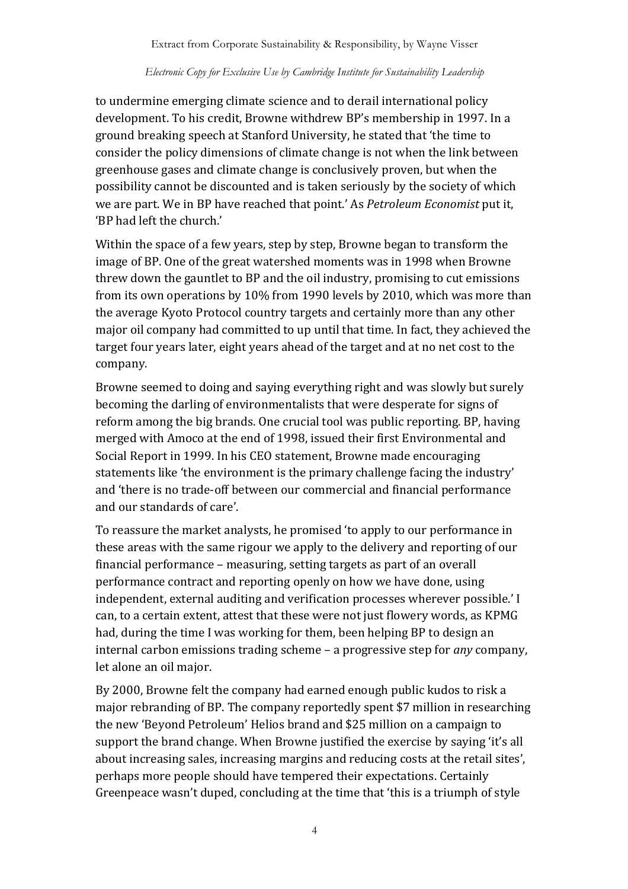to undermine emerging climate science and to derail international policy development. To his credit, Browne withdrew BP's membership in 1997. In a ground breaking speech at Stanford University, he stated that 'the time to consider the policy dimensions of climate change is not when the link between greenhouse gases and climate change is conclusively proven, but when the possibility cannot be discounted and is taken seriously by the society of which we are part. We in BP have reached that point.' As *Petroleum Economist* put it, 'BP had left the church.'

Within the space of a few years, step by step, Browne began to transform the image of BP. One of the great watershed moments was in 1998 when Browne threw down the gauntlet to BP and the oil industry, promising to cut emissions from its own operations by 10% from 1990 levels by 2010, which was more than the average Kyoto Protocol country targets and certainly more than any other major oil company had committed to up until that time. In fact, they achieved the target four years later, eight years ahead of the target and at no net cost to the company.

Browne seemed to doing and saying everything right and was slowly but surely becoming the darling of environmentalists that were desperate for signs of reform among the big brands. One crucial tool was public reporting. BP, having merged with Amoco at the end of 1998, issued their first Environmental and Social Report in 1999. In his CEO statement, Browne made encouraging statements like 'the environment is the primary challenge facing the industry' and 'there is no trade-off between our commercial and financial performance and our standards of care'.

To reassure the market analysts, he promised 'to apply to our performance in these areas with the same rigour we apply to the delivery and reporting of our financial performance – measuring, setting targets as part of an overall performance contract and reporting openly on how we have done, using independent, external auditing and verification processes wherever possible.' I can, to a certain extent, attest that these were not just flowery words, as KPMG had, during the time I was working for them, been helping BP to design an internal carbon emissions trading scheme – a progressive step for *any* company, let alone an oil major.

By 2000, Browne felt the company had earned enough public kudos to risk a major rebranding of BP. The company reportedly spent $7 million in researching the new 'Beyond Petroleum' Helios brand and $25 million on a campaign to support the brand change. When Browne justified the exercise by saying 'it's all about increasing sales, increasing margins and reducing costs at the retail sites', perhaps more people should have tempered their expectations. Certainly Greenpeace wasn't duped, concluding at the time that 'this is a triumph of style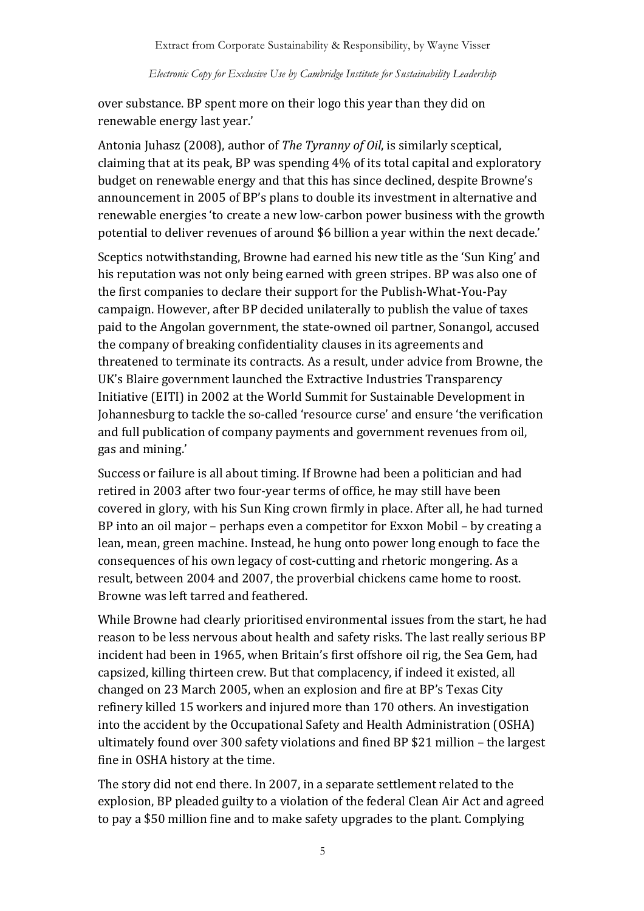over substance. BP spent more on their logo this year than they did on renewable energy last year.'

Antonia Juhasz (2008), author of *The Tyranny of Oil*, is similarly sceptical, claiming that at its peak, BP was spending 4% of its total capital and exploratory budget on renewable energy and that this has since declined, despite Browne's announcement in 2005 of BP's plans to double its investment in alternative and renewable energies 'to create a new low-carbon power business with the growth potential to deliver revenues of around $6 billion a year within the next decade.'

Sceptics notwithstanding, Browne had earned his new title as the 'Sun King' and his reputation was not only being earned with green stripes. BP was also one of the first companies to declare their support for the Publish-What-You-Pay campaign. However, after BP decided unilaterally to publish the value of taxes paid to the Angolan government, the state-owned oil partner, Sonangol, accused the company of breaking confidentiality clauses in its agreements and threatened to terminate its contracts. As a result, under advice from Browne, the UK's Blaire government launched the Extractive Industries Transparency Initiative (EITI) in 2002 at the World Summit for Sustainable Development in Johannesburg to tackle the so-called 'resource curse' and ensure 'the verification and full publication of company payments and government revenues from oil, gas and mining.'

Success or failure is all about timing. If Browne had been a politician and had retired in 2003 after two four-year terms of office, he may still have been covered in glory, with his Sun King crown firmly in place. After all, he had turned BP into an oil major – perhaps even a competitor for Exxon Mobil – by creating a lean, mean, green machine. Instead, he hung onto power long enough to face the consequences of his own legacy of cost-cutting and rhetoric mongering. As a result, between 2004 and 2007, the proverbial chickens came home to roost. Browne was left tarred and feathered.

While Browne had clearly prioritised environmental issues from the start, he had reason to be less nervous about health and safety risks. The last really serious BP incident had been in 1965, when Britain's first offshore oil rig, the Sea Gem, had capsized, killing thirteen crew. But that complacency, if indeed it existed, all changed on 23 March 2005, when an explosion and fire at BP's Texas City refinery killed 15 workers and injured more than 170 others. An investigation into the accident by the Occupational Safety and Health Administration (OSHA) ultimately found over 300 safety violations and fined BP $21 million – the largest fine in OSHA history at the time.

The story did not end there. In 2007, in a separate settlement related to the explosion, BP pleaded guilty to a violation of the federal Clean Air Act and agreed to pay a $50 million fine and to make safety upgrades to the plant. Complying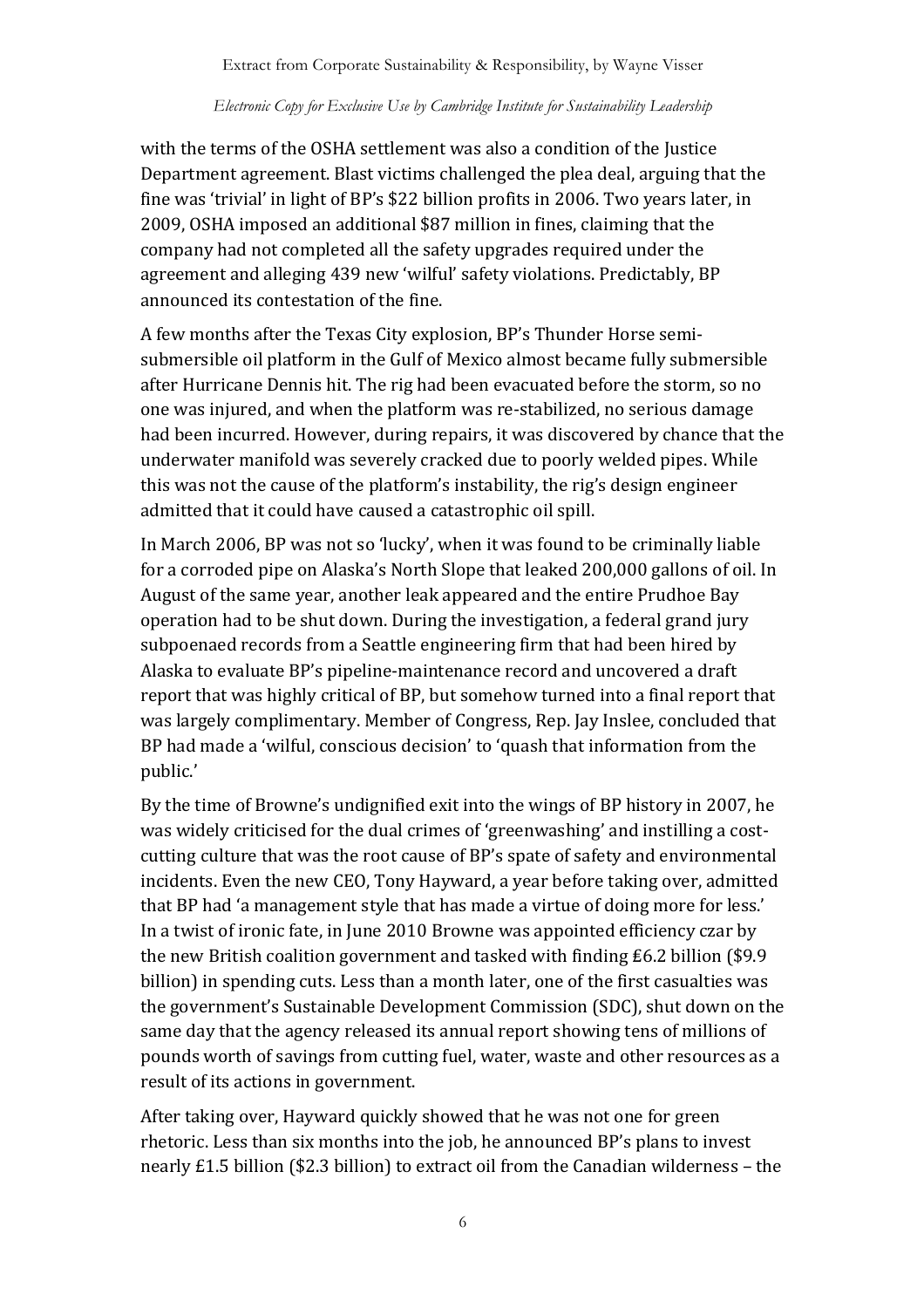with the terms of the OSHA settlement was also a condition of the Justice Department agreement. Blast victims challenged the plea deal, arguing that the fine was 'trivial' in light of BP's $22 billion profits in 2006. Two years later, in 2009, OSHA imposed an additional $87 million in fines, claiming that the company had not completed all the safety upgrades required under the agreement and alleging 439 new 'wilful' safety violations. Predictably, BP announced its contestation of the fine.

A few months after the Texas City explosion, BP's Thunder Horse semi-submersible oil platform in the Gulf of Mexico almost became fully submersible after Hurricane Dennis hit. The rig had been evacuated before the storm, so no one was injured, and when the platform was re-stabilized, no serious damage had been incurred. However, during repairs, it was discovered by chance that the underwater manifold was severely cracked due to poorly welded pipes. While this was not the cause of the platform's instability, the rig's design engineer admitted that it could have caused a catastrophic oil spill.

In March 2006, BP was not so 'lucky', when it was found to be criminally liable for a corroded pipe on Alaska's North Slope that leaked 200,000 gallons of oil. In August of the same year, another leak appeared and the entire Prudhoe Bay operation had to be shut down. During the investigation, a federal grand jury subpoenaed records from a Seattle engineering firm that had been hired by Alaska to evaluate BP's pipeline-maintenance record and uncovered a draft report that was highly critical of BP, but somehow turned into a final report that was largely complimentary. Member of Congress, Rep. Jay Inslee, concluded that BP had made a 'wilful, conscious decision' to 'quash that information from the public.'

By the time of Browne's undignified exit into the wings of BP history in 2007, he was widely criticised for the dual crimes of 'greenwashing' and instilling a cost-cutting culture that was the root cause of BP's spate of safety and environmental incidents. Even the new CEO, Tony Hayward, a year before taking over, admitted that BP had 'a management style that has made a virtue of doing more for less.' In a twist of ironic fate, in June 2010 Browne was appointed efficiency czar by the new British coalition government and tasked with finding £6.2 billion ($9.9 billion) in spending cuts. Less than a month later, one of the first casualties was the government's Sustainable Development Commission (SDC), shut down on the same day that the agency released its annual report showing tens of millions of pounds worth of savings from cutting fuel, water, waste and other resources as a result of its actions in government.

After taking over, Hayward quickly showed that he was not one for green rhetoric. Less than six months into the job, he announced BP's plans to invest nearly £1.5 billion ($2.3 billion) to extract oil from the Canadian wilderness – the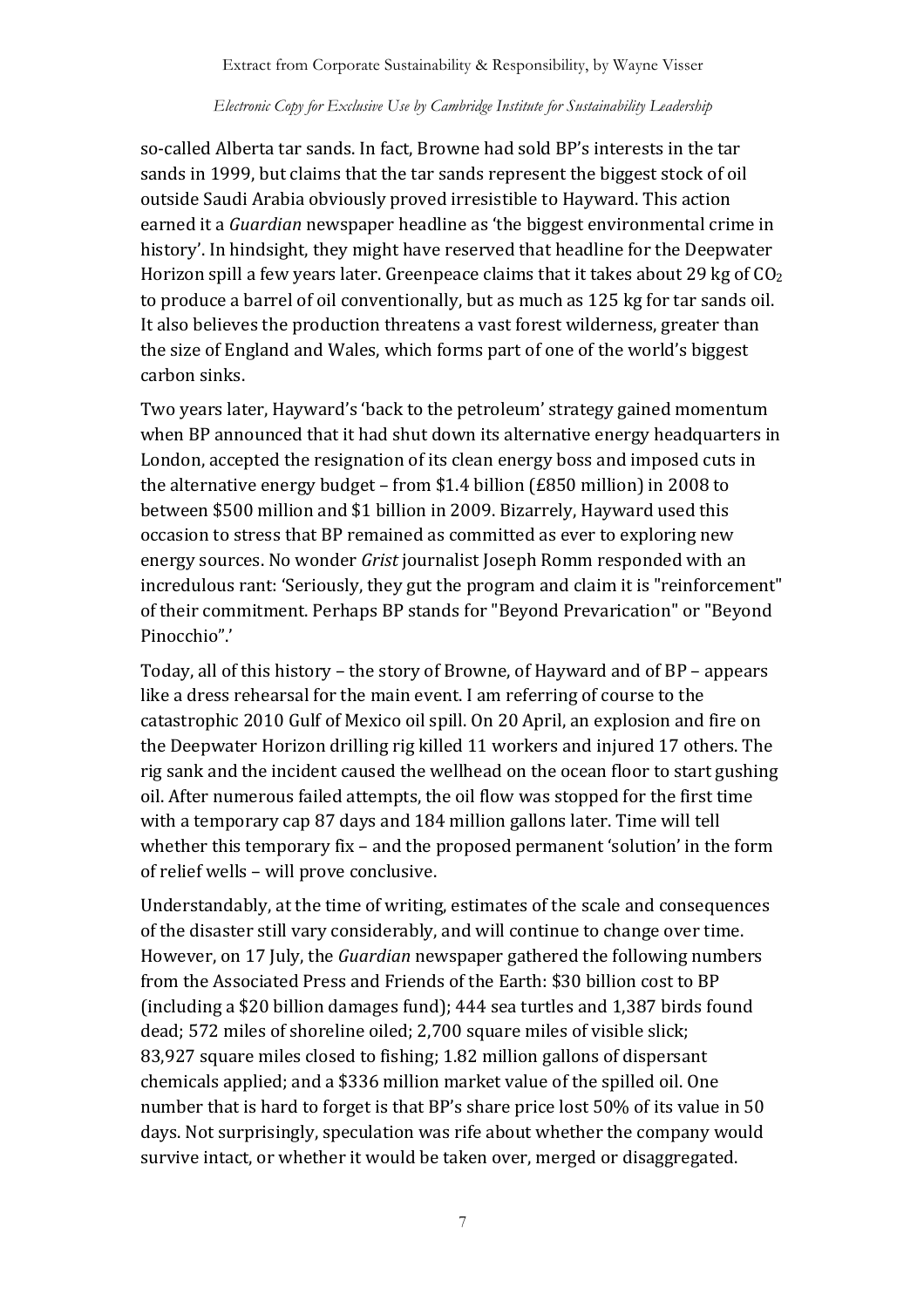so-called Alberta tar sands. In fact, Browne had sold BP's interests in the tar sands in 1999, but claims that the tar sands represent the biggest stock of oil outside Saudi Arabia obviously proved irresistible to Hayward. This action earned it a *Guardian* newspaper headline as 'the biggest environmental crime in history'. In hindsight, they might have reserved that headline for the Deepwater Horizon spill a few years later. Greenpeace claims that it takes about 29 kg of $CO_2$ to produce a barrel of oil conventionally, but as much as 125 kg for tar sands oil. It also believes the production threatens a vast forest wilderness, greater than the size of England and Wales, which forms part of one of the world's biggest carbon sinks.

Two years later, Hayward's 'back to the petroleum' strategy gained momentum when BP announced that it had shut down its alternative energy headquarters in London, accepted the resignation of its clean energy boss and imposed cuts in the alternative energy budget – from $1.4 billion (£850 million) in 2008 to between $500 million and $1 billion in 2009. Bizarrely, Hayward used this occasion to stress that BP remained as committed as ever to exploring new energy sources. No wonder *Grist* journalist Joseph Romm responded with an incredulous rant: 'Seriously, they gut the program and claim it is "reinforcement" of their commitment. Perhaps BP stands for "Beyond Prevarication" or "Beyond Pinocchio".'

Today, all of this history – the story of Browne, of Hayward and of BP – appears like a dress rehearsal for the main event. I am referring of course to the catastrophic 2010 Gulf of Mexico oil spill. On 20 April, an explosion and fire on the Deepwater Horizon drilling rig killed 11 workers and injured 17 others. The rig sank and the incident caused the wellhead on the ocean floor to start gushing oil. After numerous failed attempts, the oil flow was stopped for the first time with a temporary cap 87 days and 184 million gallons later. Time will tell whether this temporary fix – and the proposed permanent 'solution' in the form of relief wells – will prove conclusive.

Understandably, at the time of writing, estimates of the scale and consequences of the disaster still vary considerably, and will continue to change over time. However, on 17 July, the *Guardian* newspaper gathered the following numbers from the Associated Press and Friends of the Earth: $30 billion cost to BP (including a $20 billion damages fund); 444 sea turtles and 1,387 birds found dead; 572 miles of shoreline oiled; 2,700 square miles of visible slick; 83,927 square miles closed to fishing; 1.82 million gallons of dispersant chemicals applied; and a $336 million market value of the spilled oil. One number that is hard to forget is that BP's share price lost 50% of its value in 50 days. Not surprisingly, speculation was rife about whether the company would survive intact, or whether it would be taken over, merged or disaggregated.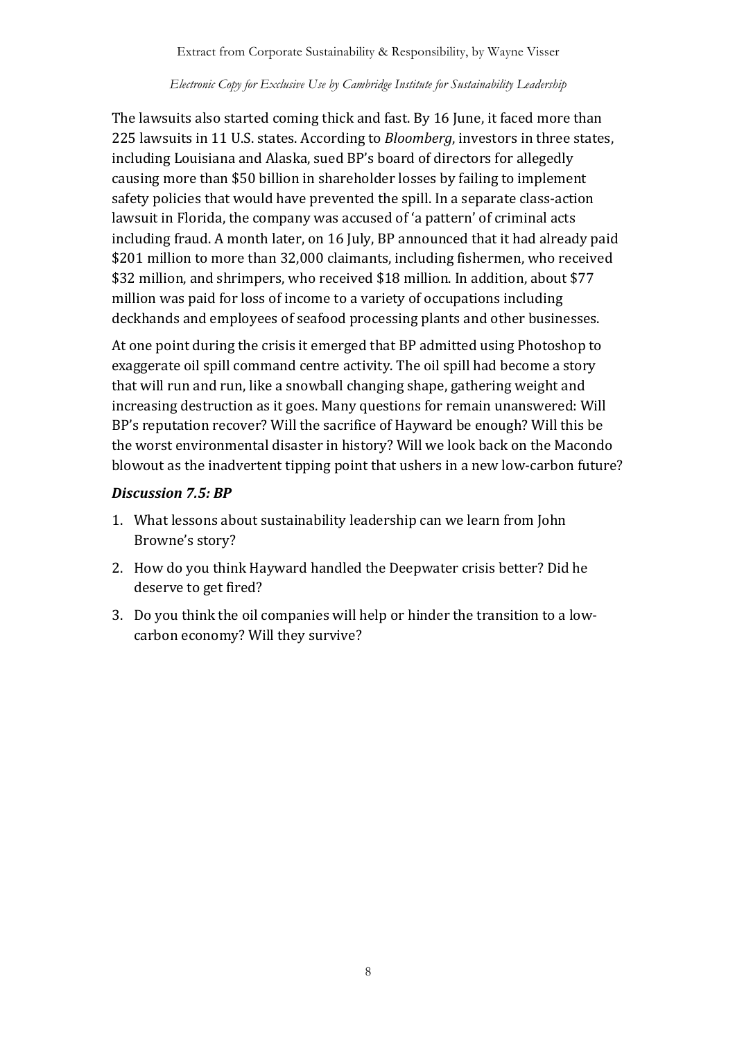The lawsuits also started coming thick and fast. By 16 June, it faced more than 225 lawsuits in 11 U.S. states. According to *Bloomberg*, investors in three states, including Louisiana and Alaska, sued BP's board of directors for allegedly causing more than $50 billion in shareholder losses by failing to implement safety policies that would have prevented the spill. In a separate class-action lawsuit in Florida, the company was accused of 'a pattern' of criminal acts including fraud. A month later, on 16 July, BP announced that it had already paid $201 million to more than 32,000 claimants, including fishermen, who received $32 million, and shrimpers, who received $18 million. In addition, about $77 million was paid for loss of income to a variety of occupations including deckhands and employees of seafood processing plants and other businesses.

At one point during the crisis it emerged that BP admitted using Photoshop to exaggerate oil spill command centre activity. The oil spill had become a story that will run and run, like a snowball changing shape, gathering weight and increasing destruction as it goes. Many questions for remain unanswered: Will BP's reputation recover? Will the sacrifice of Hayward be enough? Will this be the worst environmental disaster in history? Will we look back on the Macondo blowout as the inadvertent tipping point that ushers in a new low-carbon future?

### *Discussion 7.5: BP*

1. What lessons about sustainability leadership can we learn from John Browne's story?
2. How do you think Hayward handled the Deepwater crisis better? Did he deserve to get fired?
3. Do you think the oil companies will help or hinder the transition to a low-carbon economy? Will they survive?